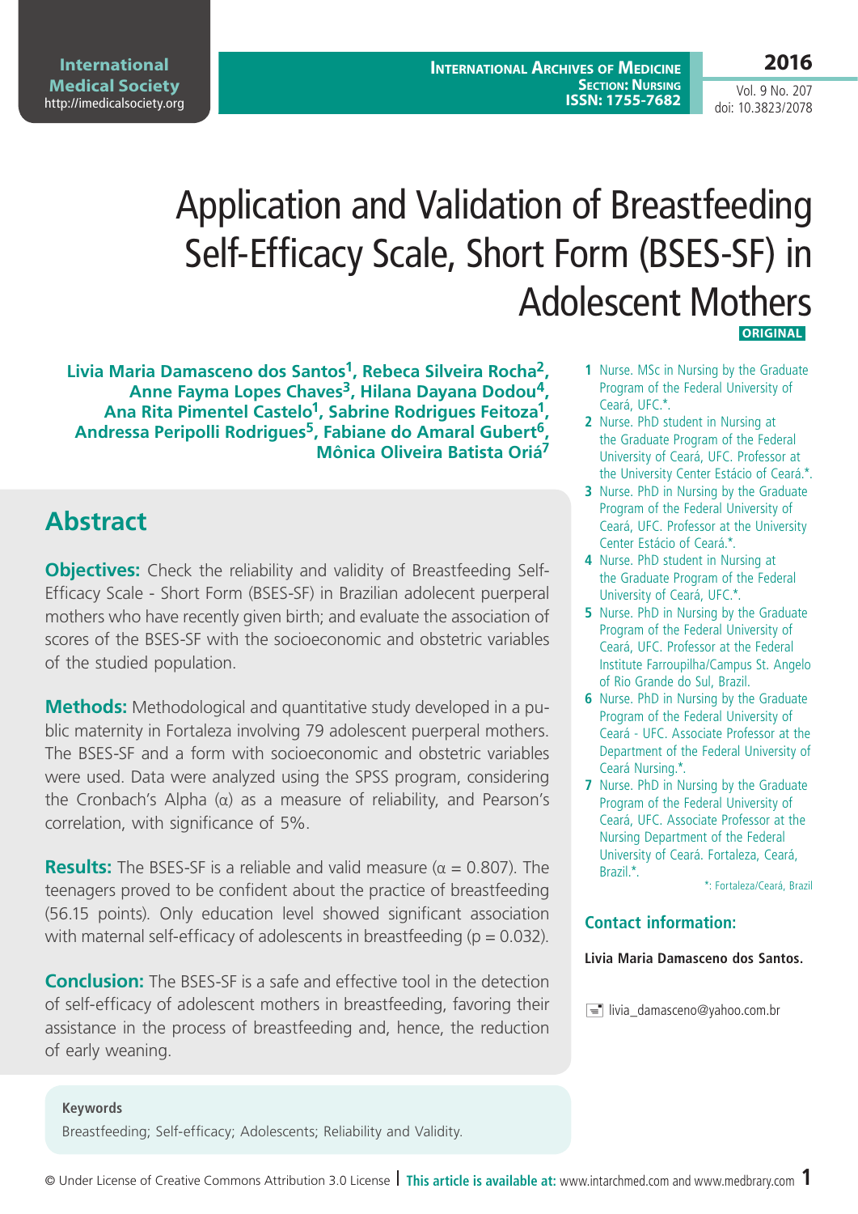# Application and Validation of Breastfeeding Self-Efficacy Scale, Short Form (BSES-SF) in Adolescent Mothers

**ORIGINAL**

**Livia Maria Damasceno dos Santos[1], Rebeca Silveira Rocha[2], Anne Fayma Lopes Chaves[3], Hilana Dayana Dodou[4], Ana Rita Pimentel Castelo[1], Sabrine Rodrigues Feitoza[1], Andressa Peripolli Rodrigues[5], Fabiane do Amaral Gubert[6], Mônica Oliveira Batista Oriá[7]**

1. Nurse. MSc in Nursing by the Graduate Program of the Federal University of Ceará, UFC.*.
2. Nurse. PhD student in Nursing at the Graduate Program of the Federal University of Ceará, UFC. Professor at the University Center Estácio of Ceará.*.
3. Nurse. PhD in Nursing by the Graduate Program of the Federal University of Ceará, UFC. Professor at the University Center Estácio of Ceará.*.
4. Nurse. PhD student in Nursing at the Graduate Program of the Federal University of Ceará, UFC.*.
5. Nurse. PhD in Nursing by the Graduate Program of the Federal University of Ceará, UFC. Professor at the Federal Institute Farroupilha/Campus St. Angelo of Rio Grande do Sul, Brazil.
6. Nurse. PhD in Nursing by the Graduate Program of the Federal University of Ceará - UFC. Associate Professor at the Department of the Federal University of Ceará Nursing.*.
7. Nurse. PhD in Nursing by the Graduate Program of the Federal University of Ceará, UFC. Associate Professor at the Nursing Department of the Federal University of Ceará. Fortaleza, Ceará, Brazil.*.

*: Fortaleza/Ceará, Brazil

**Contact information:**

**Livia Maria Damasceno dos Santos.**

livia_damasceno@yahoo.com.br

## Abstract

**Objectives:** Check the reliability and validity of Breastfeeding Self-Efficacy Scale - Short Form (BSES-SF) in Brazilian adolecent puerperal mothers who have recently given birth; and evaluate the association of scores of the BSES-SF with the socioeconomic and obstetric variables of the studied population.

**Methods:** Methodological and quantitative study developed in a public maternity in Fortaleza involving 79 adolescent puerperal mothers. The BSES-SF and a form with socioeconomic and obstetric variables were used. Data were analyzed using the SPSS program, considering the Cronbach's Alpha ($\alpha$) as a measure of reliability, and Pearson's correlation, with significance of 5%.

**Results:** The BSES-SF is a reliable and valid measure ($\alpha = 0.807$). The teenagers proved to be confident about the practice of breastfeeding (56.15 points). Only education level showed significant association with maternal self-efficacy of adolescents in breastfeeding ($p = 0.032$).

**Conclusion:** The BSES-SF is a safe and effective tool in the detection of self-efficacy of adolescent mothers in breastfeeding, favoring their assistance in the process of breastfeeding and, hence, the reduction of early weaning.

**Keywords**

Breastfeeding; Self-efficacy; Adolescents; Reliability and Validity.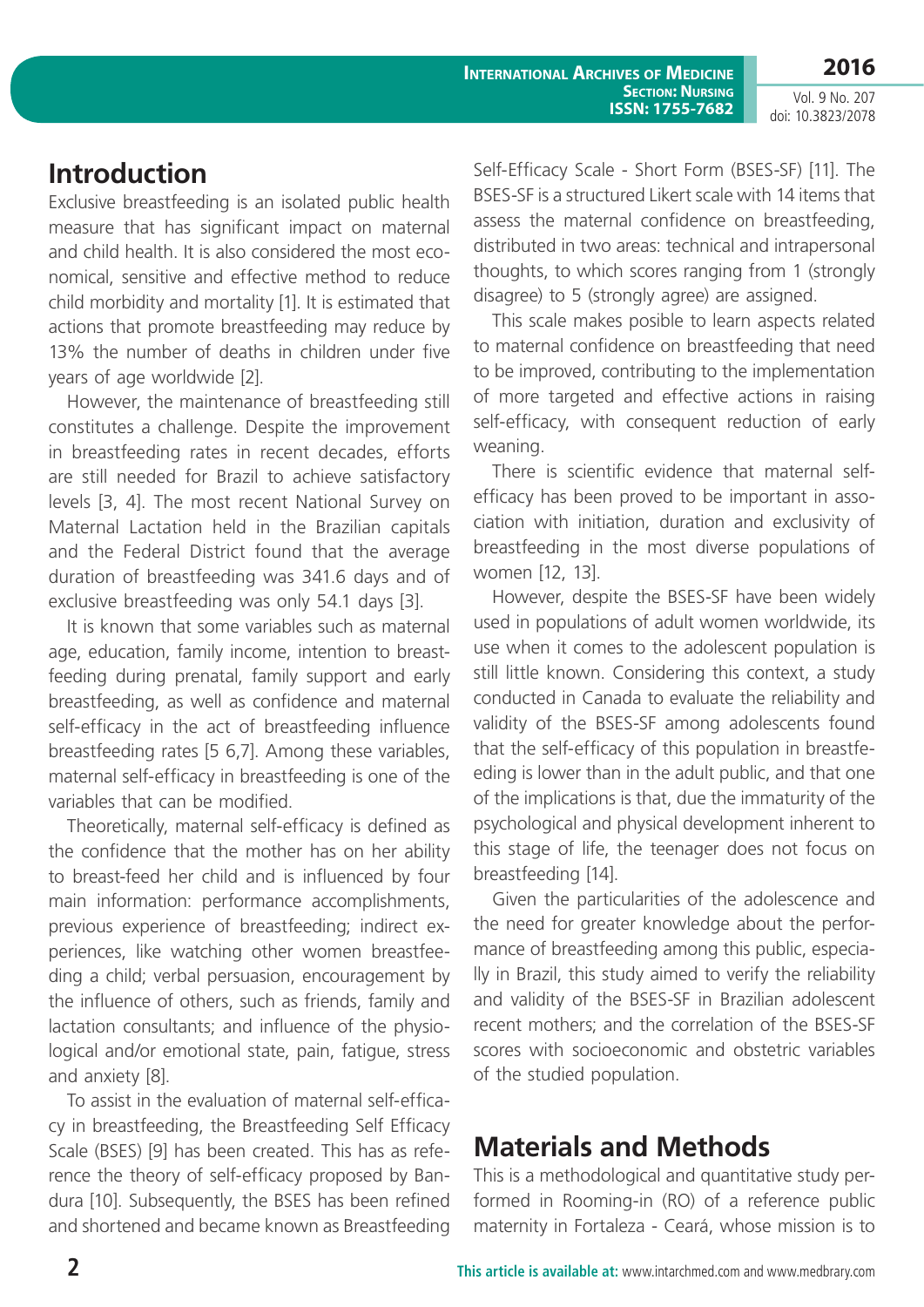## Introduction

Exclusive breastfeeding is an isolated public health measure that has significant impact on maternal and child health. It is also considered the most economical, sensitive and effective method to reduce child morbidity and mortality [1]. It is estimated that actions that promote breastfeeding may reduce by 13% the number of deaths in children under five years of age worldwide [2].

However, the maintenance of breastfeeding still constitutes a challenge. Despite the improvement in breastfeeding rates in recent decades, efforts are still needed for Brazil to achieve satisfactory levels [3, 4]. The most recent National Survey on Maternal Lactation held in the Brazilian capitals and the Federal District found that the average duration of breastfeeding was 341.6 days and of exclusive breastfeeding was only 54.1 days [3].

It is known that some variables such as maternal age, education, family income, intention to breastfeeding during prenatal, family support and early breastfeeding, as well as confidence and maternal self-efficacy in the act of breastfeeding influence breastfeeding rates [5 6,7]. Among these variables, maternal self-efficacy in breastfeeding is one of the variables that can be modified.

Theoretically, maternal self-efficacy is defined as the confidence that the mother has on her ability to breast-feed her child and is influenced by four main information: performance accomplishments, previous experience of breastfeeding; indirect experiences, like watching other women breastfeeding a child; verbal persuasion, encouragement by the influence of others, such as friends, family and lactation consultants; and influence of the physiological and/or emotional state, pain, fatigue, stress and anxiety [8].

To assist in the evaluation of maternal self-efficacy in breastfeeding, the Breastfeeding Self Efficacy Scale (BSES) [9] has been created. This has as reference the theory of self-efficacy proposed by Bandura [10]. Subsequently, the BSES has been refined and shortened and became known as Breastfeeding Self-Efficacy Scale - Short Form (BSES-SF) [11]. The BSES-SF is a structured Likert scale with 14 items that assess the maternal confidence on breastfeeding, distributed in two areas: technical and intrapersonal thoughts, to which scores ranging from 1 (strongly disagree) to 5 (strongly agree) are assigned.

This scale makes posible to learn aspects related to maternal confidence on breastfeeding that need to be improved, contributing to the implementation of more targeted and effective actions in raising self-efficacy, with consequent reduction of early weaning.

There is scientific evidence that maternal self-efficacy has been proved to be important in association with initiation, duration and exclusivity of breastfeeding in the most diverse populations of women [12, 13].

However, despite the BSES-SF have been widely used in populations of adult women worldwide, its use when it comes to the adolescent population is still little known. Considering this context, a study conducted in Canada to evaluate the reliability and validity of the BSES-SF among adolescents found that the self-efficacy of this population in breastfeeding is lower than in the adult public, and that one of the implications is that, due the immaturity of the psychological and physical development inherent to this stage of life, the teenager does not focus on breastfeeding [14].

Given the particularities of the adolescence and the need for greater knowledge about the performance of breastfeeding among this public, especially in Brazil, this study aimed to verify the reliability and validity of the BSES-SF in Brazilian adolescent recent mothers; and the correlation of the BSES-SF scores with socioeconomic and obstetric variables of the studied population.

## Materials and Methods

This is a methodological and quantitative study performed in Rooming-in (RO) of a reference public maternity in Fortaleza - Ceará, whose mission is to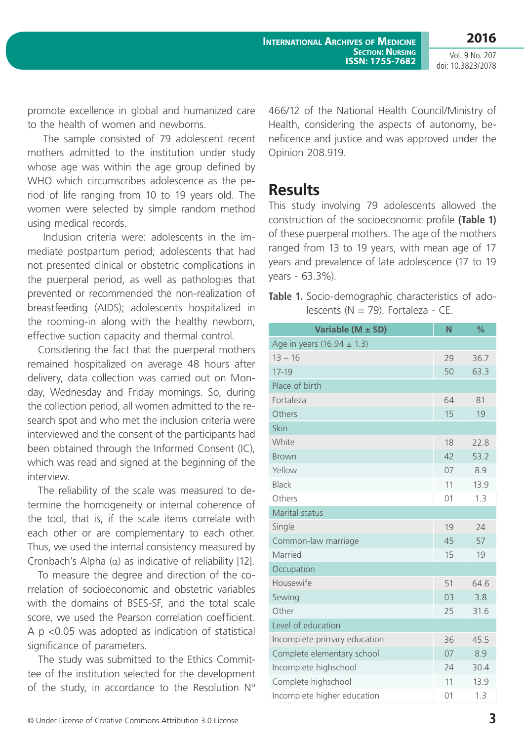promote excellence in global and humanized care to the health of women and newborns.

The sample consisted of 79 adolescent recent mothers admitted to the institution under study whose age was within the age group defined by WHO which circumscribes adolescence as the period of life ranging from 10 to 19 years old. The women were selected by simple random method using medical records.

Inclusion criteria were: adolescents in the immediate postpartum period; adolescents that had not presented clinical or obstetric complications in the puerperal period, as well as pathologies that prevented or recommended the non-realization of breastfeeding (AIDS); adolescents hospitalized in the rooming-in along with the healthy newborn, effective suction capacity and thermal control.

Considering the fact that the puerperal mothers remained hospitalized on average 48 hours after delivery, data collection was carried out on Monday, Wednesday and Friday mornings. So, during the collection period, all women admitted to the research spot and who met the inclusion criteria were interviewed and the consent of the participants had been obtained through the Informed Consent (IC), which was read and signed at the beginning of the interview.

The reliability of the scale was measured to determine the homogeneity or internal coherence of the tool, that is, if the scale items correlate with each other or are complementary to each other. Thus, we used the internal consistency measured by Cronbach's Alpha (α) as indicative of reliability [12].

To measure the degree and direction of the correlation of socioeconomic and obstetric variables with the domains of BSES-SF, and the total scale score, we used the Pearson correlation coefficient. A $p < 0.05$ was adopted as indication of statistical significance of parameters.

The study was submitted to the Ethics Committee of the institution selected for the development of the study, in accordance to the Resolution Nº 466/12 of the National Health Council/Ministry of Health, considering the aspects of autonomy, beneficence and justice and was approved under the Opinion 208.919.

## Results

This study involving 79 adolescents allowed the construction of the socioeconomic profile **(Table 1)** of these puerperal mothers. The age of the mothers ranged from 13 to 19 years, with mean age of 17 years and prevalence of late adolescence (17 to 19 years - 63.3%).

**Table 1.** Socio-demographic characteristics of adolescents (N = 79). Fortaleza - CE.

| Variable (M ± SD) | N | % |
|---|---|---|
| Age in years (16.94 ± 1.3) | | |
| 13 – 16 | 29 | 36.7 |
| 17-19 | 50 | 63.3 |
| Place of birth | | |
| Fortaleza | 64 | 81 |
| Others | 15 | 19 |
| Skin | | |
| White | 18 | 22.8 |
| Brown | 42 | 53.2 |
| Yellow | 07 | 8.9 |
| Black | 11 | 13.9 |
| Others | 01 | 1.3 |
| Marital status | | |
| Single | 19 | 24 |
| Common-law marriage | 45 | 57 |
| Married | 15 | 19 |
| Occupation | | |
| Housewife | 51 | 64.6 |
| Sewing | 03 | 3.8 |
| Other | 25 | 31.6 |
| Level of education | | |
| Incomplete primary education | 36 | 45.5 |
| Complete elementary school | 07 | 8.9 |
| Incomplete highschool | 24 | 30.4 |
| Complete highschool | 11 | 13.9 |
| Incomplete higher education | 01 | 1.3 |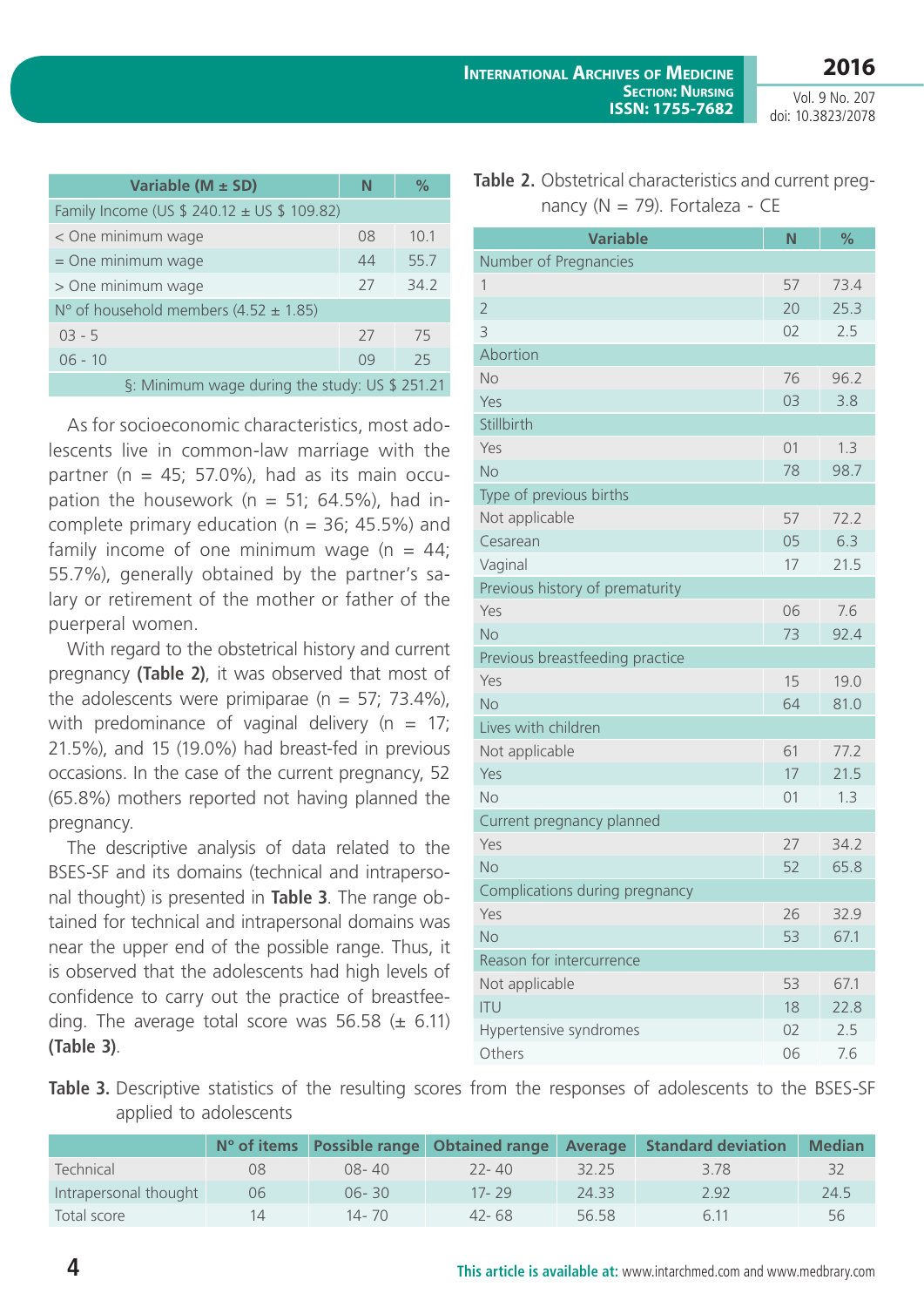| Variable (M ± SD) | N | % |
|---|---|---|
| Family Income (US $ 240.12 ± US $ 109.82) | | |
| < One minimum wage | 08 | 10.1 |
| = One minimum wage | 44 | 55.7 |
| > One minimum wage | 27 | 34.2 |
| Nº of household members (4.52 ± 1.85) | | |
| 03 - 5 | 27 | 75 |
| 06 - 10 | 09 | 25 |
| §: Minimum wage during the study: US $ 251.21 | | |

As for socioeconomic characteristics, most adolescents live in common-law marriage with the partner (n = 45; 57.0%), had as its main occupation the housework (n = 51; 64.5%), had incomplete primary education (n = 36; 45.5%) and family income of one minimum wage (n = 44; 55.7%), generally obtained by the partner's salary or retirement of the mother or father of the puerperal women.

With regard to the obstetrical history and current pregnancy **(Table 2)**, it was observed that most of the adolescents were primiparae (n = 57; 73.4%), with predominance of vaginal delivery (n = 17; 21.5%), and 15 (19.0%) had breast-fed in previous occasions. In the case of the current pregnancy, 52 (65.8%) mothers reported not having planned the pregnancy.

The descriptive analysis of data related to the BSES-SF and its domains (technical and intrapersonal thought) is presented in **Table 3**. The range obtained for technical and intrapersonal domains was near the upper end of the possible range. Thus, it is observed that the adolescents had high levels of confidence to carry out the practice of breastfeeding. The average total score was 56.58 (± 6.11) **(Table 3)**.

**Table 2.** Obstetrical characteristics and current pregnancy (N = 79). Fortaleza - CE

| Variable | N | % |
|---|---|---|
| Number of Pregnancies | | |
| 1 | 57 | 73.4 |
| 2 | 20 | 25.3 |
| 3 | 02 | 2.5 |
| Abortion | | |
| No | 76 | 96.2 |
| Yes | 03 | 3.8 |
| Stillbirth | | |
| Yes | 01 | 1.3 |
| No | 78 | 98.7 |
| Type of previous births | | |
| Not applicable | 57 | 72.2 |
| Cesarean | 05 | 6.3 |
| Vaginal | 17 | 21.5 |
| Previous history of prematurity | | |
| Yes | 06 | 7.6 |
| No | 73 | 92.4 |
| Previous breastfeeding practice | | |
| Yes | 15 | 19.0 |
| No | 64 | 81.0 |
| Lives with children | | |
| Not applicable | 61 | 77.2 |
| Yes | 17 | 21.5 |
| No | 01 | 1.3 |
| Current pregnancy planned | | |
| Yes | 27 | 34.2 |
| No | 52 | 65.8 |
| Complications during pregnancy | | |
| Yes | 26 | 32.9 |
| No | 53 | 67.1 |
| Reason for intercurrence | | |
| Not applicable | 53 | 67.1 |
| ITU | 18 | 22.8 |
| Hypertensive syndromes | 02 | 2.5 |
| Others | 06 | 7.6 |

**Table 3.** Descriptive statistics of the resulting scores from the responses of adolescents to the BSES-SF applied to adolescents

| | Nº of items | Possible range | Obtained range | Average | Standard deviation | Median |
|---|---|---|---|---|---|---|
| Technical | 08 | 08- 40 | 22- 40 | 32.25 | 3.78 | 32 |
| Intrapersonal thought | 06 | 06- 30 | 17- 29 | 24.33 | 2.92 | 24.5 |
| Total score | 14 | 14- 70 | 42- 68 | 56.58 | 6.11 | 56 |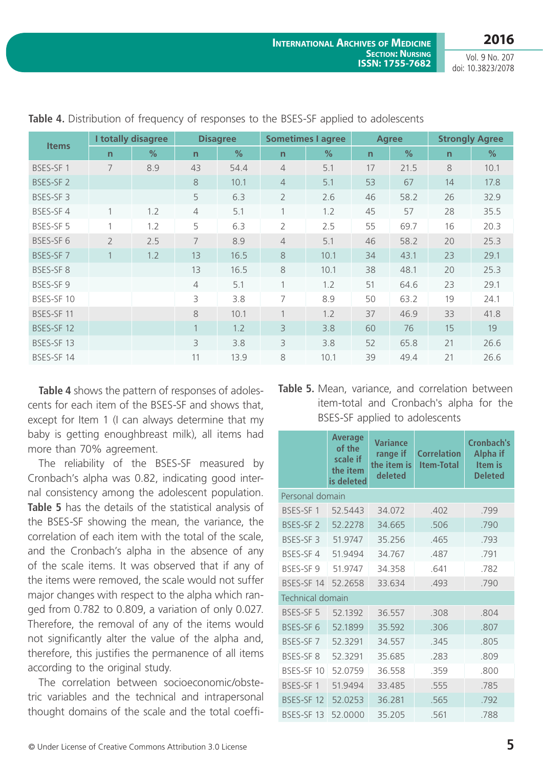**Table 4.** Distribution of frequency of responses to the BSES-SF applied to adolescents

| Items | I totally disagree | | Disagree | | Sometimes I agree | | Agree | | Strongly Agree | |
|---|---|---|---|---|---|---|---|---|---|---|
| | n | % | n | % | n | % | n | % | n | % |
| BSES-SF 1 | 7 | 8.9 | 43 | 54.4 | 4 | 5.1 | 17 | 21.5 | 8 | 10.1 |
| BSES-SF 2 | | | 8 | 10.1 | 4 | 5.1 | 53 | 67 | 14 | 17.8 |
| BSES-SF 3 | | | 5 | 6.3 | 2 | 2.6 | 46 | 58.2 | 26 | 32.9 |
| BSES-SF 4 | 1 | 1.2 | 4 | 5.1 | 1 | 1.2 | 45 | 57 | 28 | 35.5 |
| BSES-SF 5 | 1 | 1.2 | 5 | 6.3 | 2 | 2.5 | 55 | 69.7 | 16 | 20.3 |
| BSES-SF 6 | 2 | 2.5 | 7 | 8.9 | 4 | 5.1 | 46 | 58.2 | 20 | 25.3 |
| BSES-SF 7 | 1 | 1.2 | 13 | 16.5 | 8 | 10.1 | 34 | 43.1 | 23 | 29.1 |
| BSES-SF 8 | | | 13 | 16.5 | 8 | 10.1 | 38 | 48.1 | 20 | 25.3 |
| BSES-SF 9 | | | 4 | 5.1 | 1 | 1.2 | 51 | 64.6 | 23 | 29.1 |
| BSES-SF 10 | | | 3 | 3.8 | 7 | 8.9 | 50 | 63.2 | 19 | 24.1 |
| BSES-SF 11 | | | 8 | 10.1 | 1 | 1.2 | 37 | 46.9 | 33 | 41.8 |
| BSES-SF 12 | | | 1 | 1.2 | 3 | 3.8 | 60 | 76 | 15 | 19 |
| BSES-SF 13 | | | 3 | 3.8 | 3 | 3.8 | 52 | 65.8 | 21 | 26.6 |
| BSES-SF 14 | | | 11 | 13.9 | 8 | 10.1 | 39 | 49.4 | 21 | 26.6 |

**Table 4** shows the pattern of responses of adolescents for each item of the BSES-SF and shows that, except for Item 1 (I can always determine that my baby is getting enoughbreast milk), all items had more than 70% agreement.

The reliability of the BSES-SF measured by Cronbach's alpha was 0.82, indicating good internal consistency among the adolescent population. **Table 5** has the details of the statistical analysis of the BSES-SF showing the mean, the variance, the correlation of each item with the total of the scale, and the Cronbach's alpha in the absence of any of the scale items. It was observed that if any of the items were removed, the scale would not suffer major changes with respect to the alpha which ranged from 0.782 to 0.809, a variation of only 0.027. Therefore, the removal of any of the items would not significantly alter the value of the alpha and, therefore, this justifies the permanence of all items according to the original study.

The correlation between socioeconomic/obstetric variables and the technical and intrapersonal thought domains of the scale and the total coeffi-

**Table 5.** Mean, variance, and correlation between item-total and Cronbach's alpha for the BSES-SF applied to adolescents

| | Average of the scale if the item is deleted | Variance range if the item is deleted | Correlation Item-Total | Cronbach's Alpha if Item is Deleted |
|---|---|---|---|---|
| Personal domain | | | | |
| BSES-SF 1 | 52.5443 | 34.072 | .402 | .799 |
| BSES-SF 2 | 52.2278 | 34.665 | .506 | .790 |
| BSES-SF 3 | 51.9747 | 35.256 | .465 | .793 |
| BSES-SF 4 | 51.9494 | 34.767 | .487 | .791 |
| BSES-SF 9 | 51.9747 | 34.358 | .641 | .782 |
| BSES-SF 14 | 52.2658 | 33.634 | .493 | .790 |
| Technical domain | | | | |
| BSES-SF 5 | 52.1392 | 36.557 | .308 | .804 |
| BSES-SF 6 | 52.1899 | 35.592 | .306 | .807 |
| BSES-SF 7 | 52.3291 | 34.557 | .345 | .805 |
| BSES-SF 8 | 52.3291 | 35.685 | .283 | .809 |
| BSES-SF 10 | 52.0759 | 36.558 | .359 | .800 |
| BSES-SF 1 | 51.9494 | 33.485 | .555 | .785 |
| BSES-SF 12 | 52.0253 | 36.281 | .565 | .792 |
| BSES-SF 13 | 52.0000 | 35.205 | .561 | .788 |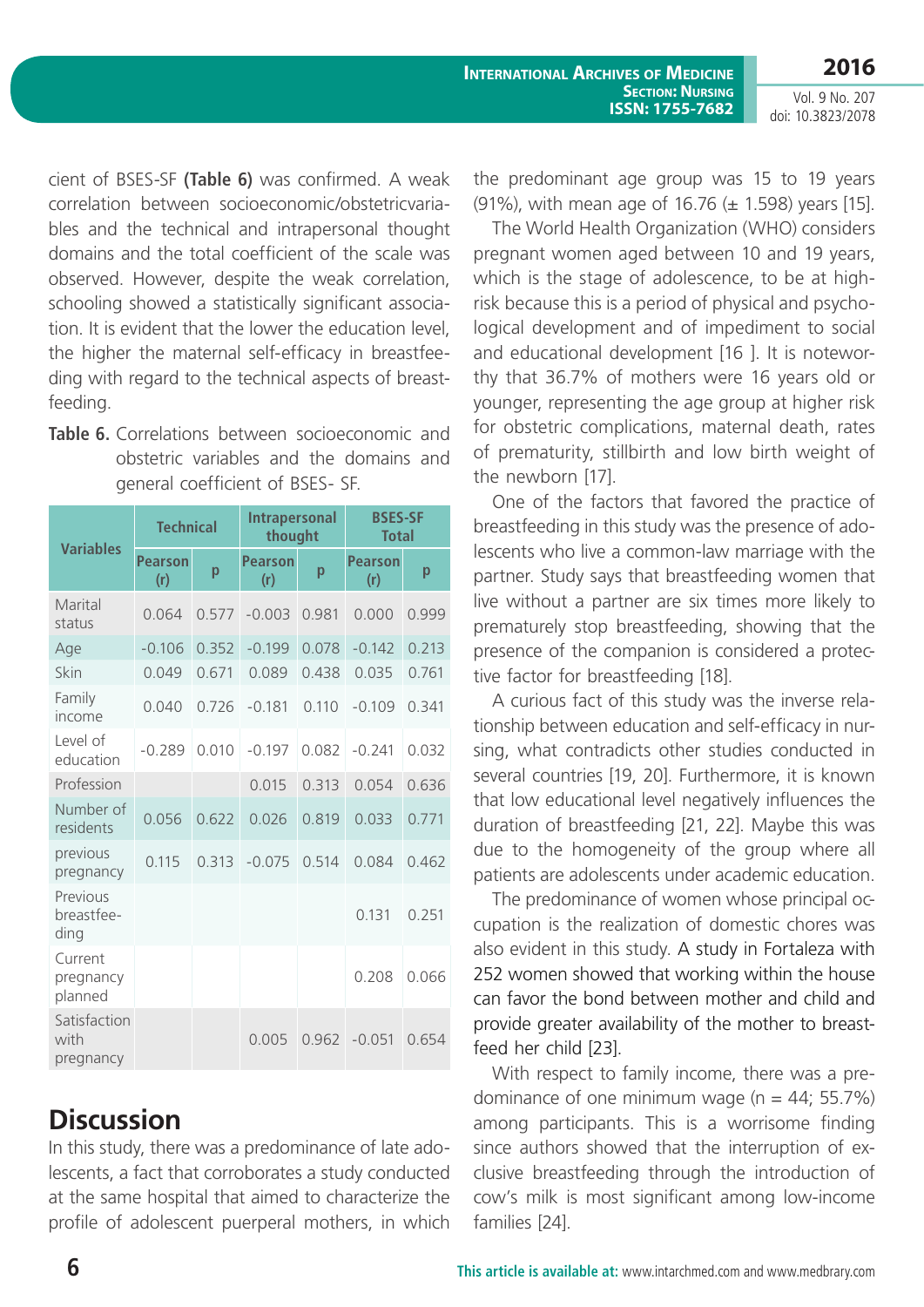cient of BSES-SF **(Table 6)** was confirmed. A weak correlation between socioeconomic/obstetricvariables and the technical and intrapersonal thought domains and the total coefficient of the scale was observed. However, despite the weak correlation, schooling showed a statistically significant association. It is evident that the lower the education level, the higher the maternal self-efficacy in breastfeeding with regard to the technical aspects of breastfeeding.

**Table 6.** Correlations between socioeconomic and obstetric variables and the domains and general coefficient of BSES- SF.

| Variables | Technical | | Intrapersonal thought | | BSES-SF Total | |
|---|---|---|---|---|---|---|
| | Pearson (r) | p | Pearson (r) | p | Pearson (r) | p |
| Marital status | 0.064 | 0.577 | -0.003 | 0.981 | 0.000 | 0.999 |
| Age | -0.106 | 0.352 | -0.199 | 0.078 | -0.142 | 0.213 |
| Skin | 0.049 | 0.671 | 0.089 | 0.438 | 0.035 | 0.761 |
| Family income | 0.040 | 0.726 | -0.181 | 0.110 | -0.109 | 0.341 |
| Level of education | -0.289 | 0.010 | -0.197 | 0.082 | -0.241 | 0.032 |
| Profession | | | 0.015 | 0.313 | 0.054 | 0.636 |
| Number of residents | 0.056 | 0.622 | 0.026 | 0.819 | 0.033 | 0.771 |
| previous pregnancy | 0.115 | 0.313 | -0.075 | 0.514 | 0.084 | 0.462 |
| Previous breastfeeding | | | | | 0.131 | 0.251 |
| Current pregnancy planned | | | | | 0.208 | 0.066 |
| Satisfaction with pregnancy | | | 0.005 | 0.962 | -0.051 | 0.654 |

## Discussion

In this study, there was a predominance of late adolescents, a fact that corroborates a study conducted at the same hospital that aimed to characterize the profile of adolescent puerperal mothers, in which the predominant age group was 15 to 19 years (91%), with mean age of 16.76 (± 1.598) years [15].

The World Health Organization (WHO) considers pregnant women aged between 10 and 19 years, which is the stage of adolescence, to be at high-risk because this is a period of physical and psychological development and of impediment to social and educational development [16 ]. It is noteworthy that 36.7% of mothers were 16 years old or younger, representing the age group at higher risk for obstetric complications, maternal death, rates of prematurity, stillbirth and low birth weight of the newborn [17].

One of the factors that favored the practice of breastfeeding in this study was the presence of adolescents who live a common-law marriage with the partner. Study says that breastfeeding women that live without a partner are six times more likely to prematurely stop breastfeeding, showing that the presence of the companion is considered a protective factor for breastfeeding [18].

A curious fact of this study was the inverse relationship between education and self-efficacy in nursing, what contradicts other studies conducted in several countries [19, 20]. Furthermore, it is known that low educational level negatively influences the duration of breastfeeding [21, 22]. Maybe this was due to the homogeneity of the group where all patients are adolescents under academic education.

The predominance of women whose principal occupation is the realization of domestic chores was also evident in this study. A study in Fortaleza with 252 women showed that working within the house can favor the bond between mother and child and provide greater availability of the mother to breastfeed her child [23].

With respect to family income, there was a predominance of one minimum wage (n = 44; 55.7%) among participants. This is a worrisome finding since authors showed that the interruption of exclusive breastfeeding through the introduction of cow's milk is most significant among low-income families [24].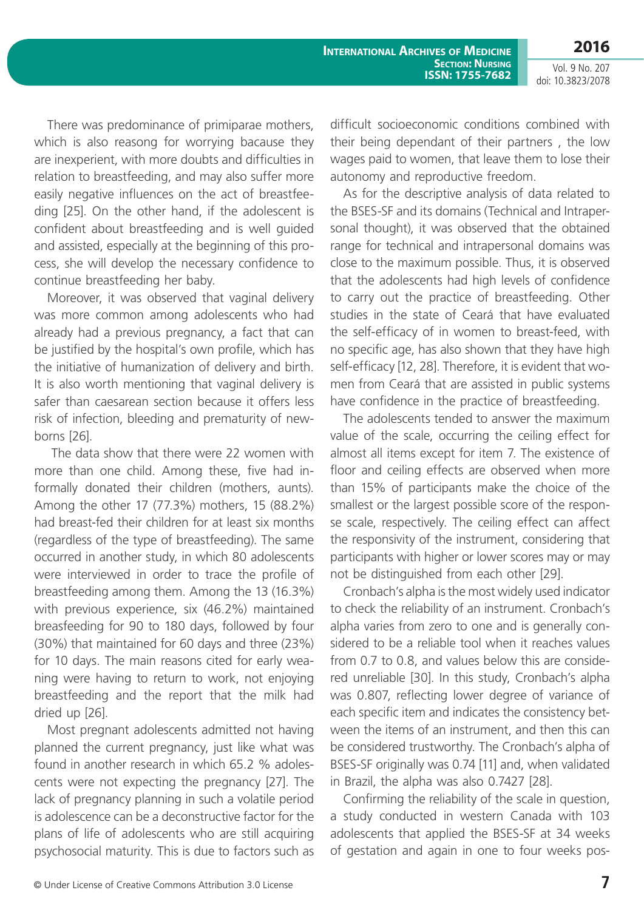There was predominance of primiparae mothers, which is also reasong for worrying bacause they are inexperient, with more doubts and difficulties in relation to breastfeeding, and may also suffer more easily negative influences on the act of breastfeeding [25]. On the other hand, if the adolescent is confident about breastfeeding and is well guided and assisted, especially at the beginning of this process, she will develop the necessary confidence to continue breastfeeding her baby.

Moreover, it was observed that vaginal delivery was more common among adolescents who had already had a previous pregnancy, a fact that can be justified by the hospital's own profile, which has the initiative of humanization of delivery and birth. It is also worth mentioning that vaginal delivery is safer than caesarean section because it offers less risk of infection, bleeding and prematurity of newborns [26].

The data show that there were 22 women with more than one child. Among these, five had informally donated their children (mothers, aunts). Among the other 17 (77.3%) mothers, 15 (88.2%) had breast-fed their children for at least six months (regardless of the type of breastfeeding). The same occurred in another study, in which 80 adolescents were interviewed in order to trace the profile of breastfeeding among them. Among the 13 (16.3%) with previous experience, six (46.2%) maintained breasfeeding for 90 to 180 days, followed by four (30%) that maintained for 60 days and three (23%) for 10 days. The main reasons cited for early weaning were having to return to work, not enjoying breastfeeding and the report that the milk had dried up [26].

Most pregnant adolescents admitted not having planned the current pregnancy, just like what was found in another research in which 65.2 % adolescents were not expecting the pregnancy [27]. The lack of pregnancy planning in such a volatile period is adolescence can be a deconstructive factor for the plans of life of adolescents who are still acquiring psychosocial maturity. This is due to factors such as difficult socioeconomic conditions combined with their being dependant of their partners , the low wages paid to women, that leave them to lose their autonomy and reproductive freedom.

As for the descriptive analysis of data related to the BSES-SF and its domains (Technical and Intrapersonal thought), it was observed that the obtained range for technical and intrapersonal domains was close to the maximum possible. Thus, it is observed that the adolescents had high levels of confidence to carry out the practice of breastfeeding. Other studies in the state of Ceará that have evaluated the self-efficacy of in women to breast-feed, with no specific age, has also shown that they have high self-efficacy [12, 28]. Therefore, it is evident that women from Ceará that are assisted in public systems have confidence in the practice of breastfeeding.

The adolescents tended to answer the maximum value of the scale, occurring the ceiling effect for almost all items except for item 7. The existence of floor and ceiling effects are observed when more than 15% of participants make the choice of the smallest or the largest possible score of the response scale, respectively. The ceiling effect can affect the responsivity of the instrument, considering that participants with higher or lower scores may or may not be distinguished from each other [29].

Cronbach's alpha is the most widely used indicator to check the reliability of an instrument. Cronbach's alpha varies from zero to one and is generally considered to be a reliable tool when it reaches values from 0.7 to 0.8, and values below this are considered unreliable [30]. In this study, Cronbach's alpha was 0.807, reflecting lower degree of variance of each specific item and indicates the consistency between the items of an instrument, and then this can be considered trustworthy. The Cronbach's alpha of BSES-SF originally was 0.74 [11] and, when validated in Brazil, the alpha was also 0.7427 [28].

Confirming the reliability of the scale in question, a study conducted in western Canada with 103 adolescents that applied the BSES-SF at 34 weeks of gestation and again in one to four weeks pos-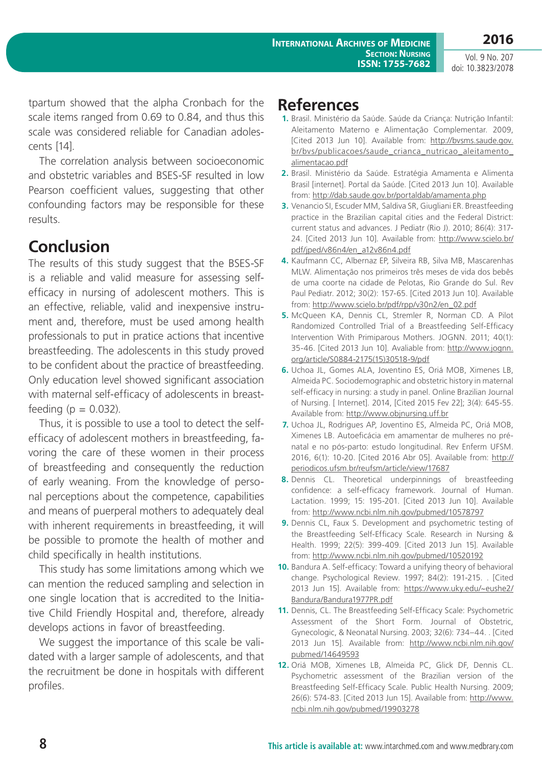tpartum showed that the alpha Cronbach for the scale items ranged from 0.69 to 0.84, and thus this scale was considered reliable for Canadian adolescents [14].

The correlation analysis between socioeconomic and obstetric variables and BSES-SF resulted in low Pearson coefficient values, suggesting that other confounding factors may be responsible for these results.

## Conclusion

The results of this study suggest that the BSES-SF is a reliable and valid measure for assessing self-efficacy in nursing of adolescent mothers. This is an effective, reliable, valid and inexpensive instrument and, therefore, must be used among health professionals to put in pratice actions that incentive breastfeeding. The adolescents in this study proved to be confident about the practice of breastfeeding. Only education level showed significant association with maternal self-efficacy of adolescents in breastfeeding ($p = 0.032$).

Thus, it is possible to use a tool to detect the self-efficacy of adolescent mothers in breastfeeding, favoring the care of these women in their process of breastfeeding and consequently the reduction of early weaning. From the knowledge of personal perceptions about the competence, capabilities and means of puerperal mothers to adequately deal with inherent requirements in breastfeeding, it will be possible to promote the health of mother and child specifically in health institutions.

This study has some limitations among which we can mention the reduced sampling and selection in one single location that is accredited to the Initiative Child Friendly Hospital and, therefore, already develops actions in favor of breastfeeding.

We suggest the importance of this scale be validated with a larger sample of adolescents, and that the recruitment be done in hospitals with different profiles.

## References

1. Brasil. Ministério da Saúde. Saúde da Criança: Nutrição Infantil: Aleitamento Materno e Alimentação Complementar. 2009, [Cited 2013 Jun 10]. Available from: http://bvsms.saude.gov.br/bvs/publicacoes/saude_crianca_nutricao_aleitamento_alimentacao.pdf
2. Brasil. Ministério da Saúde. Estratégia Amamenta e Alimenta Brasil [internet]. Portal da Saúde. [Cited 2013 Jun 10]. Available from: http://dab.saude.gov.br/portaldab/amamenta.php
3. Venancio SI, Escuder MM, Saldiva SR, Giugliani ER. Breastfeeding practice in the Brazilian capital cities and the Federal District: current status and advances. J Pediatr (Rio J). 2010; 86(4): 317-24. [Cited 2013 Jun 10]. Available from: http://www.scielo.br/pdf/jped/v86n4/en_a12v86n4.pdf
4. Kaufmann CC, Albernaz EP, Silveira RB, Silva MB, Mascarenhas MLW. Alimentação nos primeiros três meses de vida dos bebês de uma coorte na cidade de Pelotas, Rio Grande do Sul. Rev Paul Pediatr. 2012; 30(2): 157-65. [Cited 2013 Jun 10]. Available from: http://www.scielo.br/pdf/rpp/v30n2/en_02.pdf
5. McQueen KA, Dennis CL, Stremler R, Norman CD. A Pilot Randomized Controlled Trial of a Breastfeeding Self-Efficacy Intervention With Primiparous Mothers. JOGNN. 2011; 40(1): 35-46. [Cited 2013 Jun 10]. Avaliable from: http://www.jognn.org/article/S0884-2175(15)30518-9/pdf
6. Uchoa JL, Gomes ALA, Joventino ES, Oriá MOB, Ximenes LB, Almeida PC. Sociodemographic and obstetric history in maternal self-efficacy in nursing: a study in panel. Online Brazilian Journal of Nursing. [ Internet]. 2014, [Cited 2015 Fev 22]; 3(4): 645-55. Available from: http://www.objnursing.uff.br
7. Uchoa JL, Rodrigues AP, Joventino ES, Almeida PC, Oriá MOB, Ximenes LB. Autoeficácia em amamentar de mulheres no pré-natal e no pós-parto: estudo longitudinal. Rev Enferm UFSM. 2016, 6(1): 10-20. [Cited 2016 Abr 05]. Available from: http://periodicos.ufsm.br/reufsm/article/view/17687
8. Dennis CL. Theoretical underpinnings of breastfeeding confidence: a self-efficacy framework. Journal of Human. Lactation. 1999; 15: 195-201. [Cited 2013 Jun 10]. Available from: http://www.ncbi.nlm.nih.gov/pubmed/10578797
9. Dennis CL, Faux S. Development and psychometric testing of the Breastfeeding Self-Efficacy Scale. Research in Nursing & Health. 1999; 22(5): 399-409. [Cited 2013 Jun 15]. Available from: http://www.ncbi.nlm.nih.gov/pubmed/10520192
10. Bandura A. Self-efficacy: Toward a unifying theory of behavioral change. Psychological Review. 1997; 84(2): 191-215. . [Cited 2013 Jun 15]. Available from: https://www.uky.edu/~eushe2/Bandura/Bandura1977PR.pdf
11. Dennis, CL. The Breastfeeding Self-Efficacy Scale: Psychometric Assessment of the Short Form. Journal of Obstetric, Gynecologic, & Neonatal Nursing. 2003; 32(6): 734–44. . [Cited 2013 Jun 15]. Available from: http://www.ncbi.nlm.nih.gov/pubmed/14649593
12. Oriá MOB, Ximenes LB, Almeida PC, Glick DF, Dennis CL. Psychometric assessment of the Brazilian version of the Breastfeeding Self-Efficacy Scale. Public Health Nursing. 2009; 26(6): 574-83. [Cited 2013 Jun 15]. Available from: http://www.ncbi.nlm.nih.gov/pubmed/19903278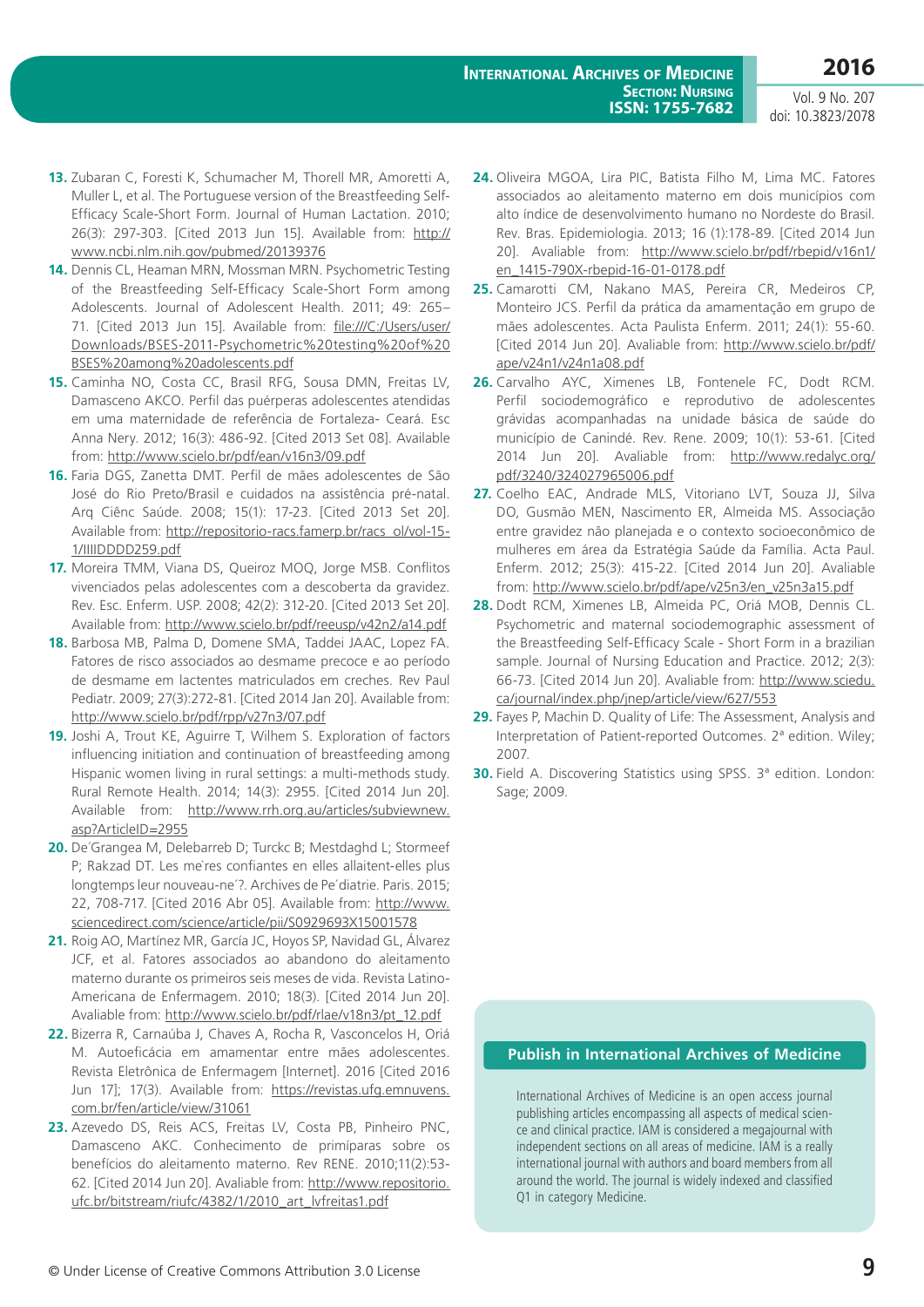13. Zubaran C, Foresti K, Schumacher M, Thorell MR, Amoretti A, Muller L, et al. The Portuguese version of the Breastfeeding Self-Efficacy Scale-Short Form. Journal of Human Lactation. 2010; 26(3): 297-303. [Cited 2013 Jun 15]. Available from: http://www.ncbi.nlm.nih.gov/pubmed/20139376
14. Dennis CL, Heaman MRN, Mossman MRN. Psychometric Testing of the Breastfeeding Self-Efficacy Scale-Short Form among Adolescents. Journal of Adolescent Health. 2011; 49: 265–71. [Cited 2013 Jun 15]. Available from: file:///C:/Users/user/Downloads/BSES-2011-Psychometric%20testing%20of%20BSES%20among%20adolescents.pdf
15. Caminha NO, Costa CC, Brasil RFG, Sousa DMN, Freitas LV, Damasceno AKCO. Perfil das puérperas adolescentes atendidas em uma maternidade de referência de Fortaleza- Ceará. Esc Anna Nery. 2012; 16(3): 486-92. [Cited 2013 Set 08]. Available from: http://www.scielo.br/pdf/ean/v16n3/09.pdf
16. Faria DGS, Zanetta DMT. Perfil de mães adolescentes de São José do Rio Preto/Brasil e cuidados na assistência pré-natal. Arq Ciênc Saúde. 2008; 15(1): 17-23. [Cited 2013 Set 20]. Available from: http://repositorio-racs.famerp.br/racs_ol/vol-15-1/IIIIDDDD259.pdf
17. Moreira TMM, Viana DS, Queiroz MOQ, Jorge MSB. Conflitos vivenciados pelas adolescentes com a descoberta da gravidez. Rev. Esc. Enferm. USP. 2008; 42(2): 312-20. [Cited 2013 Set 20]. Available from: http://www.scielo.br/pdf/reeusp/v42n2/a14.pdf
18. Barbosa MB, Palma D, Domene SMA, Taddei JAAC, Lopez FA. Fatores de risco associados ao desmame precoce e ao período de desmame em lactentes matriculados em creches. Rev Paul Pediatr. 2009; 27(3):272-81. [Cited 2014 Jan 20]. Available from: http://www.scielo.br/pdf/rpp/v27n3/07.pdf
19. Joshi A, Trout KE, Aguirre T, Wilhem S. Exploration of factors influencing initiation and continuation of breastfeeding among Hispanic women living in rural settings: a multi-methods study. Rural Remote Health. 2014; 14(3): 2955. [Cited 2014 Jun 20]. Available from: http://www.rrh.org.au/articles/subviewnew.asp?ArticleID=2955
20. De´Grangea M, Delebarreb D; Turckc B; Mestdaghd L; Stormeef P; Rakzad DT. Les me`res confiantes en elles allaitent-elles plus longtemps leur nouveau-ne´?. Archives de Pe´diatrie. Paris. 2015; 22, 708-717. [Cited 2016 Abr 05]. Available from: http://www.sciencedirect.com/science/article/pii/S0929693X15001578
21. Roig AO, Martínez MR, García JC, Hoyos SP, Navidad GL, Álvarez JCF, et al. Fatores associados ao abandono do aleitamento materno durante os primeiros seis meses de vida. Revista Latino-Americana de Enfermagem. 2010; 18(3). [Cited 2014 Jun 20]. Avaliable from: http://www.scielo.br/pdf/rlae/v18n3/pt_12.pdf
22. Bizerra R, Carnaúba J, Chaves A, Rocha R, Vasconcelos H, Oriá M. Autoeficácia em amamentar entre mães adolescentes. Revista Eletrônica de Enfermagem [Internet]. 2016 [Cited 2016 Jun 17]; 17(3). Available from: https://revistas.ufg.emnuvens.com.br/fen/article/view/31061
23. Azevedo DS, Reis ACS, Freitas LV, Costa PB, Pinheiro PNC, Damasceno AKC. Conhecimento de primíparas sobre os benefícios do aleitamento materno. Rev RENE. 2010;11(2):53-62. [Cited 2014 Jun 20]. Avaliable from: http://www.repositorio.ufc.br/bitstream/riufc/4382/1/2010_art_lvfreitas1.pdf
24. Oliveira MGOA, Lira PIC, Batista Filho M, Lima MC. Fatores associados ao aleitamento materno em dois municípios com alto índice de desenvolvimento humano no Nordeste do Brasil. Rev. Bras. Epidemiologia. 2013; 16 (1):178-89. [Cited 2014 Jun 20]. Avaliable from: http://www.scielo.br/pdf/rbepid/v16n1/en_1415-790X-rbepid-16-01-0178.pdf
25. Camarotti CM, Nakano MAS, Pereira CR, Medeiros CP, Monteiro JCS. Perfil da prática da amamentação em grupo de mães adolescentes. Acta Paulista Enferm. 2011; 24(1): 55-60. [Cited 2014 Jun 20]. Avaliable from: http://www.scielo.br/pdf/ape/v24n1/v24n1a08.pdf
26. Carvalho AYC, Ximenes LB, Fontenele FC, Dodt RCM. Perfil sociodemográfico e reprodutivo de adolescentes grávidas acompanhadas na unidade básica de saúde do município de Canindé. Rev. Rene. 2009; 10(1): 53-61. [Cited 2014 Jun 20]. Avaliable from: http://www.redalyc.org/pdf/3240/324027965006.pdf
27. Coelho EAC, Andrade MLS, Vitoriano LVT, Souza JJ, Silva DO, Gusmão MEN, Nascimento ER, Almeida MS. Associação entre gravidez não planejada e o contexto socioeconômico de mulheres em área da Estratégia Saúde da Família. Acta Paul. Enferm. 2012; 25(3): 415-22. [Cited 2014 Jun 20]. Avaliable from: http://www.scielo.br/pdf/ape/v25n3/en_v25n3a15.pdf
28. Dodt RCM, Ximenes LB, Almeida PC, Oriá MOB, Dennis CL. Psychometric and maternal sociodemographic assessment of the Breastfeeding Self-Efficacy Scale - Short Form in a brazilian sample. Journal of Nursing Education and Practice. 2012; 2(3): 66-73. [Cited 2014 Jun 20]. Avaliable from: http://www.sciedu.ca/journal/index.php/jnep/article/view/627/553
29. Fayes P, Machin D. Quality of Life: The Assessment, Analysis and Interpretation of Patient-reported Outcomes. 2ª edition. Wiley; 2007.
30. Field A. Discovering Statistics using SPSS. 3ª edition. London: Sage; 2009.

**Publish in International Archives of Medicine**

International Archives of Medicine is an open access journal publishing articles encompassing all aspects of medical science and clinical practice. IAM is considered a megajournal with independent sections on all areas of medicine. IAM is a really international journal with authors and board members from all around the world. The journal is widely indexed and classified Q1 in category Medicine.